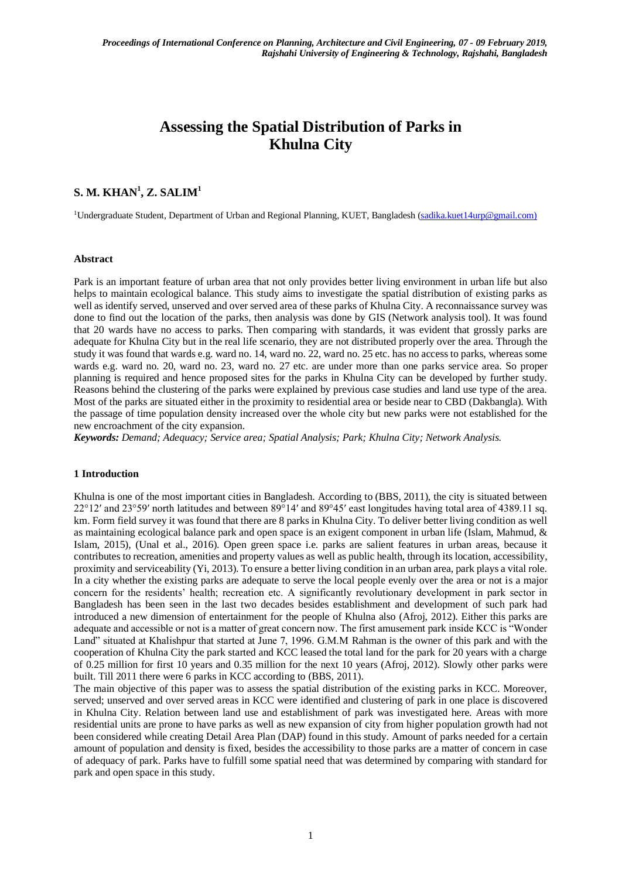# Assessing the Spatial Distribution of Parks in Khulna City

## S. M. KHAN[1], Z. SALIM[1]

[1]Undergraduate Student, Department of Urban and Regional Planning, KUET, Bangladesh (sadika.kuet14urp@gmail.com)

### Abstract

Park is an important feature of urban area that not only provides better living environment in urban life but also helps to maintain ecological balance. This study aims to investigate the spatial distribution of existing parks as well as identify served, unserved and over served area of these parks of Khulna City. A reconnaissance survey was done to find out the location of the parks, then analysis was done by GIS (Network analysis tool). It was found that 20 wards have no access to parks. Then comparing with standards, it was evident that grossly parks are adequate for Khulna City but in the real life scenario, they are not distributed properly over the area. Through the study it was found that wards e.g. ward no. 14, ward no. 22, ward no. 25 etc. has no access to parks, whereas some wards e.g. ward no. 20, ward no. 23, ward no. 27 etc. are under more than one parks service area. So proper planning is required and hence proposed sites for the parks in Khulna City can be developed by further study. Reasons behind the clustering of the parks were explained by previous case studies and land use type of the area. Most of the parks are situated either in the proximity to residential area or beside near to CBD (Dakbangla). With the passage of time population density increased over the whole city but new parks were not established for the new encroachment of the city expansion.

***Keywords:*** *Demand; Adequacy; Service area; Spatial Analysis; Park; Khulna City; Network Analysis.*

### 1 Introduction

Khulna is one of the most important cities in Bangladesh. According to (BBS, 2011), the city is situated between 22°12′ and 23°59′ north latitudes and between 89°14′ and 89°45′ east longitudes having total area of 4389.11 sq. km. Form field survey it was found that there are 8 parks in Khulna City. To deliver better living condition as well as maintaining ecological balance park and open space is an exigent component in urban life (Islam, Mahmud, & Islam, 2015), (Unal et al., 2016). Open green space i.e. parks are salient features in urban areas, because it contributes to recreation, amenities and property values as well as public health, through its location, accessibility, proximity and serviceability (Yi, 2013). To ensure a better living condition in an urban area, park plays a vital role. In a city whether the existing parks are adequate to serve the local people evenly over the area or not is a major concern for the residents' health; recreation etc. A significantly revolutionary development in park sector in Bangladesh has been seen in the last two decades besides establishment and development of such park had introduced a new dimension of entertainment for the people of Khulna also (Afroj, 2012). Either this parks are adequate and accessible or not is a matter of great concern now. The first amusement park inside KCC is "Wonder Land" situated at Khalishpur that started at June 7, 1996. G.M.M Rahman is the owner of this park and with the cooperation of Khulna City the park started and KCC leased the total land for the park for 20 years with a charge of 0.25 million for first 10 years and 0.35 million for the next 10 years (Afroj, 2012). Slowly other parks were built. Till 2011 there were 6 parks in KCC according to (BBS, 2011).

The main objective of this paper was to assess the spatial distribution of the existing parks in KCC. Moreover, served; unserved and over served areas in KCC were identified and clustering of park in one place is discovered in Khulna City. Relation between land use and establishment of park was investigated here. Areas with more residential units are prone to have parks as well as new expansion of city from higher population growth had not been considered while creating Detail Area Plan (DAP) found in this study. Amount of parks needed for a certain amount of population and density is fixed, besides the accessibility to those parks are a matter of concern in case of adequacy of park. Parks have to fulfill some spatial need that was determined by comparing with standard for park and open space in this study.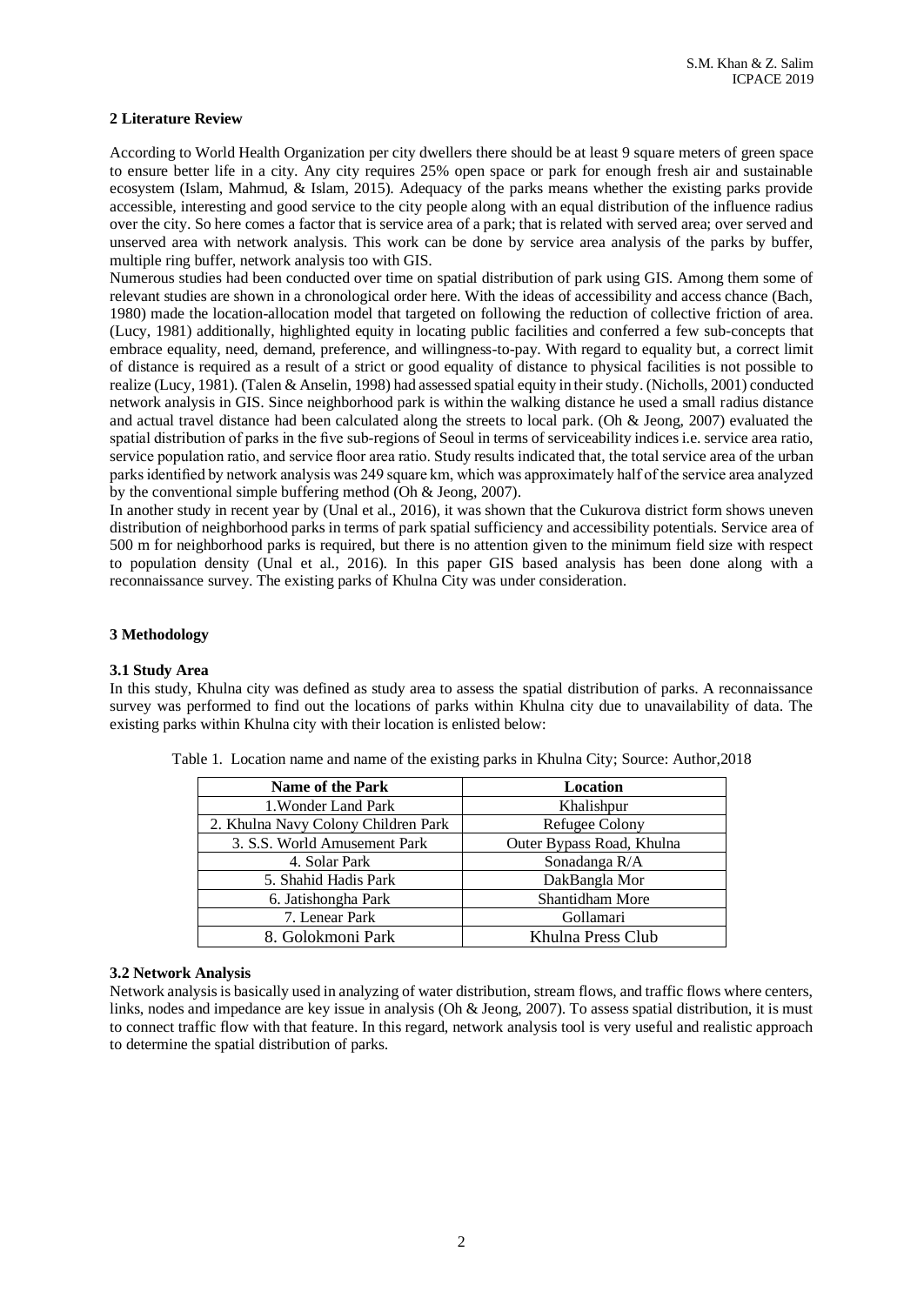## 2 Literature Review

According to World Health Organization per city dwellers there should be at least 9 square meters of green space to ensure better life in a city. Any city requires 25% open space or park for enough fresh air and sustainable ecosystem (Islam, Mahmud, & Islam, 2015). Adequacy of the parks means whether the existing parks provide accessible, interesting and good service to the city people along with an equal distribution of the influence radius over the city. So here comes a factor that is service area of a park; that is related with served area; over served and unserved area with network analysis. This work can be done by service area analysis of the parks by buffer, multiple ring buffer, network analysis too with GIS.

Numerous studies had been conducted over time on spatial distribution of park using GIS. Among them some of relevant studies are shown in a chronological order here. With the ideas of accessibility and access chance (Bach, 1980) made the location-allocation model that targeted on following the reduction of collective friction of area. (Lucy, 1981) additionally, highlighted equity in locating public facilities and conferred a few sub-concepts that embrace equality, need, demand, preference, and willingness-to-pay. With regard to equality but, a correct limit of distance is required as a result of a strict or good equality of distance to physical facilities is not possible to realize (Lucy, 1981). (Talen & Anselin, 1998) had assessed spatial equity in their study. (Nicholls, 2001) conducted network analysis in GIS. Since neighborhood park is within the walking distance he used a small radius distance and actual travel distance had been calculated along the streets to local park. (Oh & Jeong, 2007) evaluated the spatial distribution of parks in the five sub-regions of Seoul in terms of serviceability indices i.e. service area ratio, service population ratio, and service floor area ratio. Study results indicated that, the total service area of the urban parks identified by network analysis was 249 square km, which was approximately half of the service area analyzed by the conventional simple buffering method (Oh & Jeong, 2007).

In another study in recent year by (Unal et al., 2016), it was shown that the Cukurova district form shows uneven distribution of neighborhood parks in terms of park spatial sufficiency and accessibility potentials. Service area of 500 m for neighborhood parks is required, but there is no attention given to the minimum field size with respect to population density (Unal et al., 2016). In this paper GIS based analysis has been done along with a reconnaissance survey. The existing parks of Khulna City was under consideration.

## 3 Methodology

### 3.1 Study Area

In this study, Khulna city was defined as study area to assess the spatial distribution of parks. A reconnaissance survey was performed to find out the locations of parks within Khulna city due to unavailability of data. The existing parks within Khulna city with their location is enlisted below:

Table 1. Location name and name of the existing parks in Khulna City; Source: Author,2018

| Name of the Park | Location |
|---|---|
| 1.Wonder Land Park | Khalishpur |
| 2. Khulna Navy Colony Children Park | Refugee Colony |
| 3. S.S. World Amusement Park | Outer Bypass Road, Khulna |
| 4. Solar Park | Sonadanga R/A |
| 5. Shahid Hadis Park | DakBangla Mor |
| 6. Jatishongha Park | Shantidham More |
| 7. Lenear Park | Gollamari |
| 8. Golokmoni Park | Khulna Press Club |

### 3.2 Network Analysis

Network analysis is basically used in analyzing of water distribution, stream flows, and traffic flows where centers, links, nodes and impedance are key issue in analysis (Oh & Jeong, 2007). To assess spatial distribution, it is must to connect traffic flow with that feature. In this regard, network analysis tool is very useful and realistic approach to determine the spatial distribution of parks.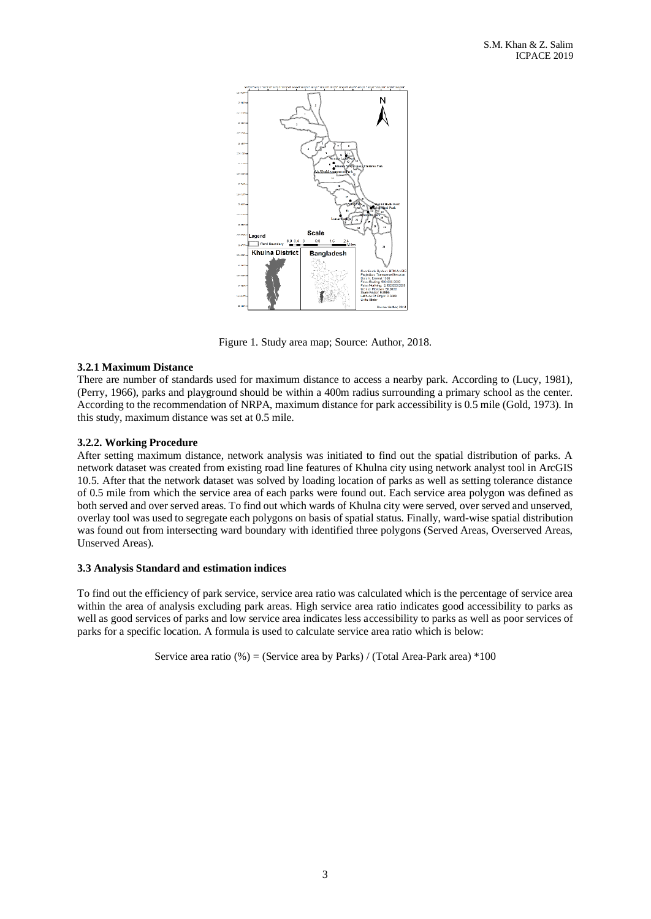Figure 1. Study area map; Source: Author, 2018.

### 3.2.1 Maximum Distance

There are number of standards used for maximum distance to access a nearby park. According to (Lucy, 1981), (Perry, 1966), parks and playground should be within a 400m radius surrounding a primary school as the center. According to the recommendation of NRPA, maximum distance for park accessibility is 0.5 mile (Gold, 1973). In this study, maximum distance was set at 0.5 mile.

### 3.2.2. Working Procedure

After setting maximum distance, network analysis was initiated to find out the spatial distribution of parks. A network dataset was created from existing road line features of Khulna city using network analyst tool in ArcGIS 10.5. After that the network dataset was solved by loading location of parks as well as setting tolerance distance of 0.5 mile from which the service area of each parks were found out. Each service area polygon was defined as both served and over served areas. To find out which wards of Khulna city were served, over served and unserved, overlay tool was used to segregate each polygons on basis of spatial status. Finally, ward-wise spatial distribution was found out from intersecting ward boundary with identified three polygons (Served Areas, Overserved Areas, Unserved Areas).

### 3.3 Analysis Standard and estimation indices

To find out the efficiency of park service, service area ratio was calculated which is the percentage of service area within the area of analysis excluding park areas. High service area ratio indicates good accessibility to parks as well as good services of parks and low service area indicates less accessibility to parks as well as poor services of parks for a specific location. A formula is used to calculate service area ratio which is below:

$$\text{Service area ratio } (\%) = (\text{Service area by Parks}) / (\text{Total Area} - \text{Park area}) * 100$$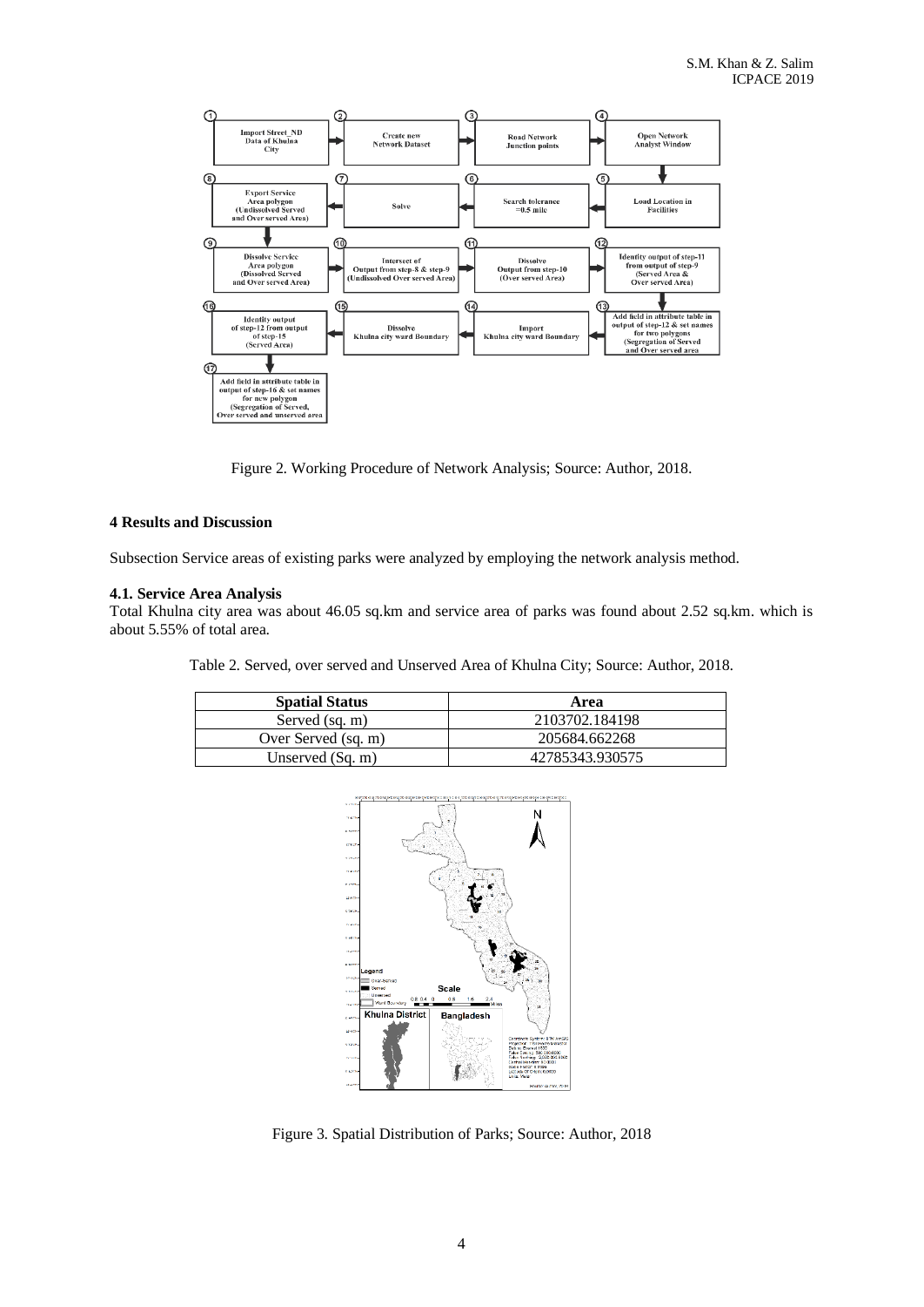Figure 2. Working Procedure of Network Analysis; Source: Author, 2018.

## 4 Results and Discussion

Subsection Service areas of existing parks were analyzed by employing the network analysis method.

### 4.1. Service Area Analysis

Total Khulna city area was about 46.05 sq.km and service area of parks was found about 2.52 sq.km. which is about 5.55% of total area.

Table 2. Served, over served and Unserved Area of Khulna City; Source: Author, 2018.

| Spatial Status | Area |
|---|---|
| Served (sq. m) | 2103702.184198 |
| Over Served (sq. m) | 205684.662268 |
| Unserved (Sq. m) | 42785343.930575 |

Figure 3. Spatial Distribution of Parks; Source: Author, 2018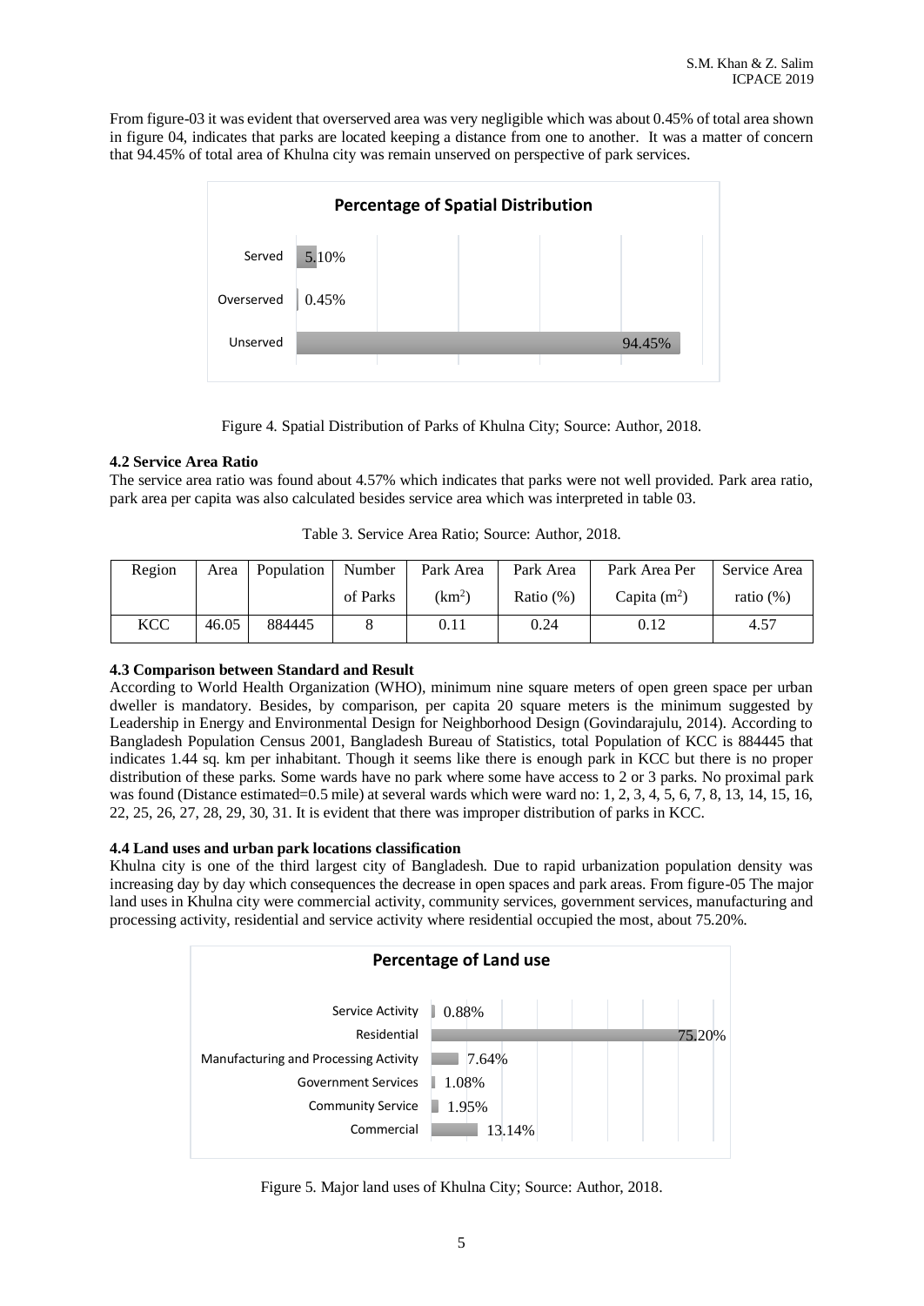From figure-03 it was evident that overserved area was very negligible which was about 0.45% of total area shown in figure 04, indicates that parks are located keeping a distance from one to another. It was a matter of concern that 94.45% of total area of Khulna city was remain unserved on perspective of park services.

Figure 4. Spatial Distribution of Parks of Khulna City; Source: Author, 2018.

#### 4.2 Service Area Ratio

The service area ratio was found about 4.57% which indicates that parks were not well provided. Park area ratio, park area per capita was also calculated besides service area which was interpreted in table 03.

Table 3. Service Area Ratio; Source: Author, 2018.

| Region | Area | Population | Number of Parks | Park Area ($km^2$) | Park Area Ratio (%) | Park Area Per Capita ($m^2$) | Service Area ratio (%) |
|---|---|---|---|---|---|---|---|
| KCC | 46.05 | 884445 | 8 | 0.11 | 0.24 | 0.12 | 4.57 |

#### 4.3 Comparison between Standard and Result

According to World Health Organization (WHO), minimum nine square meters of open green space per urban dweller is mandatory. Besides, by comparison, per capita 20 square meters is the minimum suggested by Leadership in Energy and Environmental Design for Neighborhood Design (Govindarajulu, 2014). According to Bangladesh Population Census 2001, Bangladesh Bureau of Statistics, total Population of KCC is 884445 that indicates 1.44 sq. km per inhabitant. Though it seems like there is enough park in KCC but there is no proper distribution of these parks. Some wards have no park where some have access to 2 or 3 parks. No proximal park was found (Distance estimated=0.5 mile) at several wards which were ward no: 1, 2, 3, 4, 5, 6, 7, 8, 13, 14, 15, 16, 22, 25, 26, 27, 28, 29, 30, 31. It is evident that there was improper distribution of parks in KCC.

#### 4.4 Land uses and urban park locations classification

Khulna city is one of the third largest city of Bangladesh. Due to rapid urbanization population density was increasing day by day which consequences the decrease in open spaces and park areas. From figure-05 The major land uses in Khulna city were commercial activity, community services, government services, manufacturing and processing activity, residential and service activity where residential occupied the most, about 75.20%.

Figure 5. Major land uses of Khulna City; Source: Author, 2018.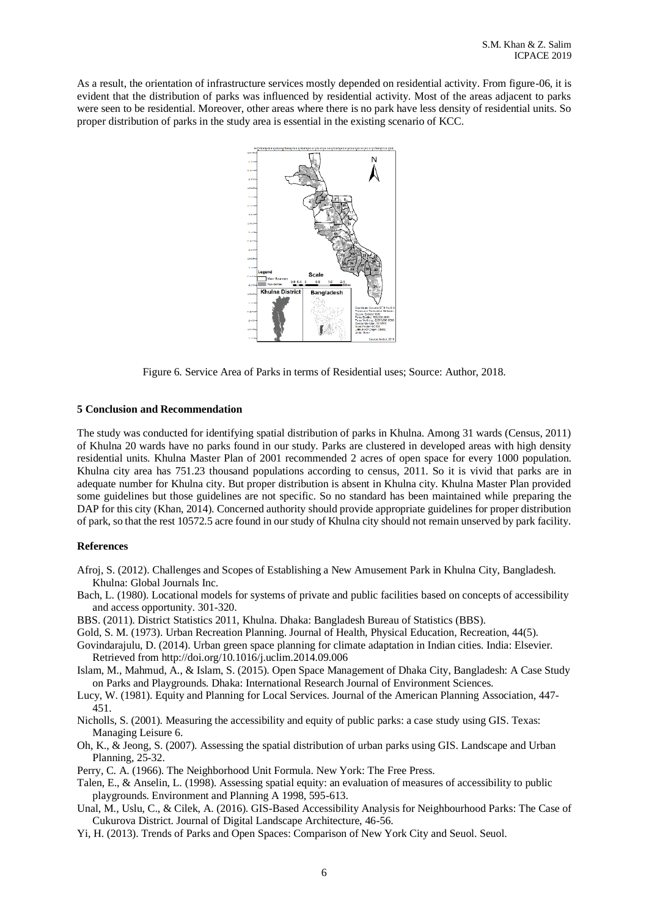As a result, the orientation of infrastructure services mostly depended on residential activity. From figure-06, it is evident that the distribution of parks was influenced by residential activity. Most of the areas adjacent to parks were seen to be residential. Moreover, other areas where there is no park have less density of residential units. So proper distribution of parks in the study area is essential in the existing scenario of KCC.

Figure 6. Service Area of Parks in terms of Residential uses; Source: Author, 2018.

## 5 Conclusion and Recommendation

The study was conducted for identifying spatial distribution of parks in Khulna. Among 31 wards (Census, 2011) of Khulna 20 wards have no parks found in our study. Parks are clustered in developed areas with high density residential units. Khulna Master Plan of 2001 recommended 2 acres of open space for every 1000 population. Khulna city area has 751.23 thousand populations according to census, 2011. So it is vivid that parks are in adequate number for Khulna city. But proper distribution is absent in Khulna city. Khulna Master Plan provided some guidelines but those guidelines are not specific. So no standard has been maintained while preparing the DAP for this city (Khan, 2014). Concerned authority should provide appropriate guidelines for proper distribution of park, so that the rest 10572.5 acre found in our study of Khulna city should not remain unserved by park facility.

## References

Afroj, S. (2012). Challenges and Scopes of Establishing a New Amusement Park in Khulna City, Bangladesh. Khulna: Global Journals Inc.

Bach, L. (1980). Locational models for systems of private and public facilities based on concepts of accessibility and access opportunity. 301-320.

BBS. (2011). District Statistics 2011, Khulna. Dhaka: Bangladesh Bureau of Statistics (BBS).

Gold, S. M. (1973). Urban Recreation Planning. Journal of Health, Physical Education, Recreation, 44(5).

Govindarajulu, D. (2014). Urban green space planning for climate adaptation in Indian cities. India: Elsevier. Retrieved from http://doi.org/10.1016/j.uclim.2014.09.006

Islam, M., Mahmud, A., & Islam, S. (2015). Open Space Management of Dhaka City, Bangladesh: A Case Study on Parks and Playgrounds. Dhaka: International Research Journal of Environment Sciences.

Lucy, W. (1981). Equity and Planning for Local Services. Journal of the American Planning Association, 447-451.

Nicholls, S. (2001). Measuring the accessibility and equity of public parks: a case study using GIS. Texas: Managing Leisure 6.

Oh, K., & Jeong, S. (2007). Assessing the spatial distribution of urban parks using GIS. Landscape and Urban Planning, 25-32.

Perry, C. A. (1966). The Neighborhood Unit Formula. New York: The Free Press.

Talen, E., & Anselin, L. (1998). Assessing spatial equity: an evaluation of measures of accessibility to public playgrounds. Environment and Planning A 1998, 595-613.

Unal, M., Uslu, C., & Cilek, A. (2016). GIS-Based Accessibility Analysis for Neighbourhood Parks: The Case of Cukurova District. Journal of Digital Landscape Architecture, 46-56.

Yi, H. (2013). Trends of Parks and Open Spaces: Comparison of New York City and Seuol. Seuol.